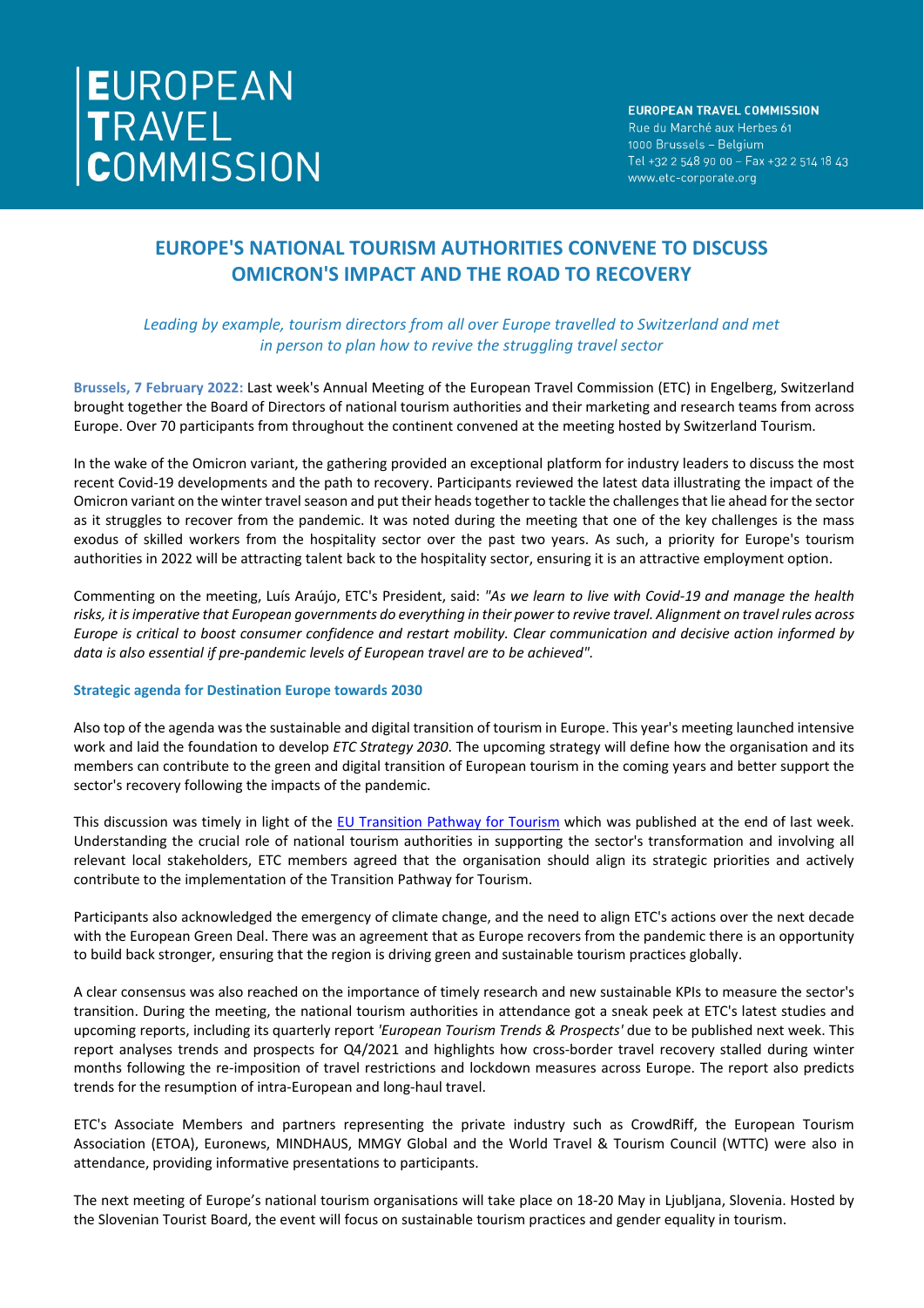# EUROPEAN TRAVEL COMMISSION

**EUROPEAN TRAVEL COMMISSION**
Rue du Marché aux Herbes 61
1000 Brussels – Belgium
Tel +32 2 548 90 00 – Fax +32 2 514 18 43
www.etc-corporate.org

## EUROPE'S NATIONAL TOURISM AUTHORITIES CONVENE TO DISCUSS OMICRON'S IMPACT AND THE ROAD TO RECOVERY

*Leading by example, tourism directors from all over Europe travelled to Switzerland and met in person to plan how to revive the struggling travel sector*

**Brussels, 7 February 2022:** Last week's Annual Meeting of the European Travel Commission (ETC) in Engelberg, Switzerland brought together the Board of Directors of national tourism authorities and their marketing and research teams from across Europe. Over 70 participants from throughout the continent convened at the meeting hosted by Switzerland Tourism.

In the wake of the Omicron variant, the gathering provided an exceptional platform for industry leaders to discuss the most recent Covid-19 developments and the path to recovery. Participants reviewed the latest data illustrating the impact of the Omicron variant on the winter travel season and put their heads together to tackle the challenges that lie ahead for the sector as it struggles to recover from the pandemic. It was noted during the meeting that one of the key challenges is the mass exodus of skilled workers from the hospitality sector over the past two years. As such, a priority for Europe's tourism authorities in 2022 will be attracting talent back to the hospitality sector, ensuring it is an attractive employment option.

Commenting on the meeting, Luís Araújo, ETC's President, said: *"As we learn to live with Covid-19 and manage the health risks, it is imperative that European governments do everything in their power to revive travel. Alignment on travel rules across Europe is critical to boost consumer confidence and restart mobility. Clear communication and decisive action informed by data is also essential if pre-pandemic levels of European travel are to be achieved".*

### Strategic agenda for Destination Europe towards 2030

Also top of the agenda was the sustainable and digital transition of tourism in Europe. This year's meeting launched intensive work and laid the foundation to develop *ETC Strategy 2030*. The upcoming strategy will define how the organisation and its members can contribute to the green and digital transition of European tourism in the coming years and better support the sector's recovery following the impacts of the pandemic.

This discussion was timely in light of the EU Transition Pathway for Tourism which was published at the end of last week. Understanding the crucial role of national tourism authorities in supporting the sector's transformation and involving all relevant local stakeholders, ETC members agreed that the organisation should align its strategic priorities and actively contribute to the implementation of the Transition Pathway for Tourism.

Participants also acknowledged the emergency of climate change, and the need to align ETC's actions over the next decade with the European Green Deal. There was an agreement that as Europe recovers from the pandemic there is an opportunity to build back stronger, ensuring that the region is driving green and sustainable tourism practices globally.

A clear consensus was also reached on the importance of timely research and new sustainable KPIs to measure the sector's transition. During the meeting, the national tourism authorities in attendance got a sneak peek at ETC's latest studies and upcoming reports, including its quarterly report *'European Tourism Trends & Prospects'* due to be published next week. This report analyses trends and prospects for Q4/2021 and highlights how cross-border travel recovery stalled during winter months following the re-imposition of travel restrictions and lockdown measures across Europe. The report also predicts trends for the resumption of intra-European and long-haul travel.

ETC's Associate Members and partners representing the private industry such as CrowdRiff, the European Tourism Association (ETOA), Euronews, MINDHAUS, MMGY Global and the World Travel & Tourism Council (WTTC) were also in attendance, providing informative presentations to participants.

The next meeting of Europe's national tourism organisations will take place on 18-20 May in Ljubljana, Slovenia. Hosted by the Slovenian Tourist Board, the event will focus on sustainable tourism practices and gender equality in tourism.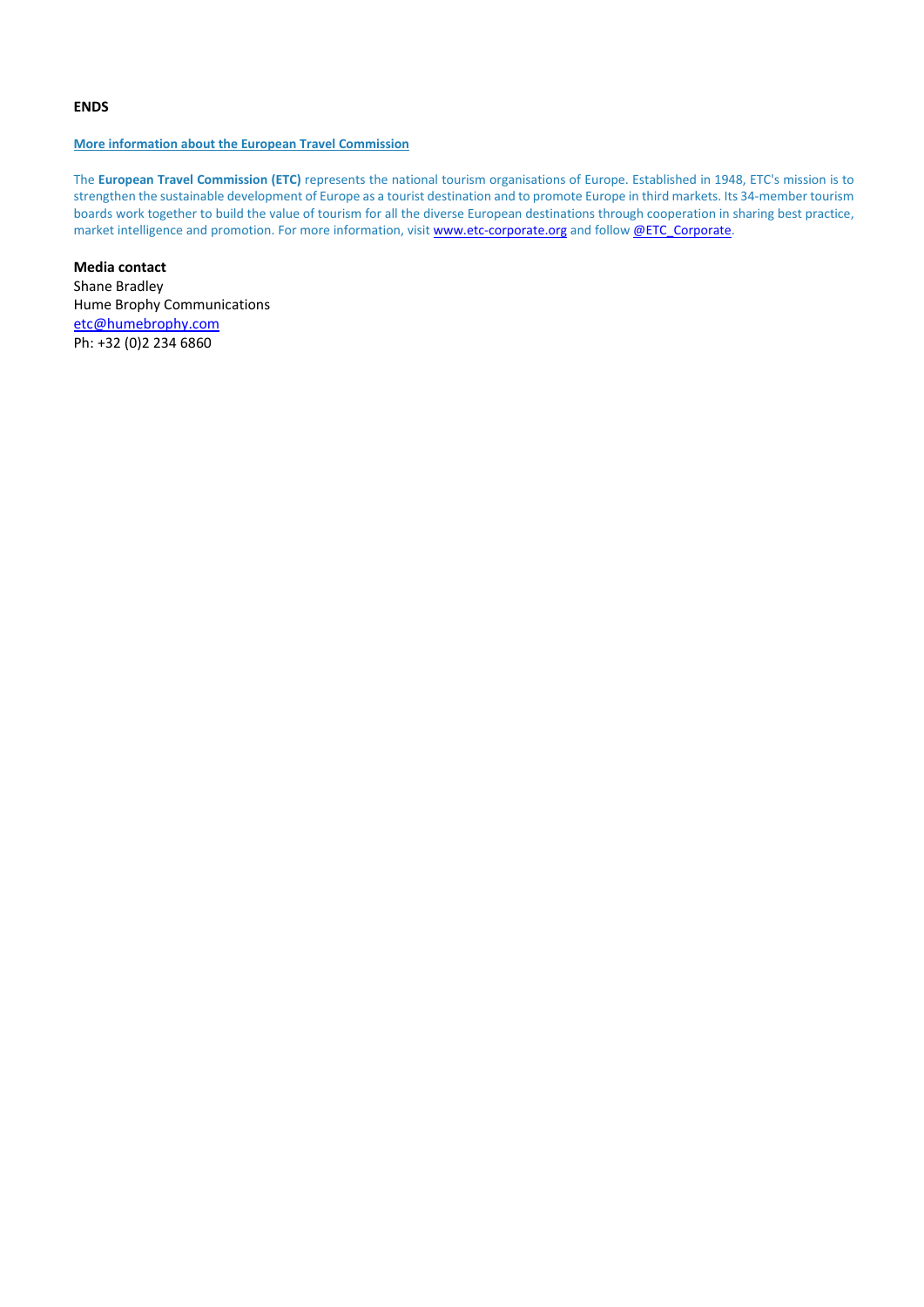**ENDS**

**More information about the European Travel Commission**

The **European Travel Commission (ETC)** represents the national tourism organisations of Europe. Established in 1948, ETC's mission is to strengthen the sustainable development of Europe as a tourist destination and to promote Europe in third markets. Its 34-member tourism boards work together to build the value of tourism for all the diverse European destinations through cooperation in sharing best practice, market intelligence and promotion. For more information, visit www.etc-corporate.org and follow @ETC_Corporate.

**Media contact**
Shane Bradley
Hume Brophy Communications
etc@humebrophy.com
Ph: +32 (0)2 234 6860